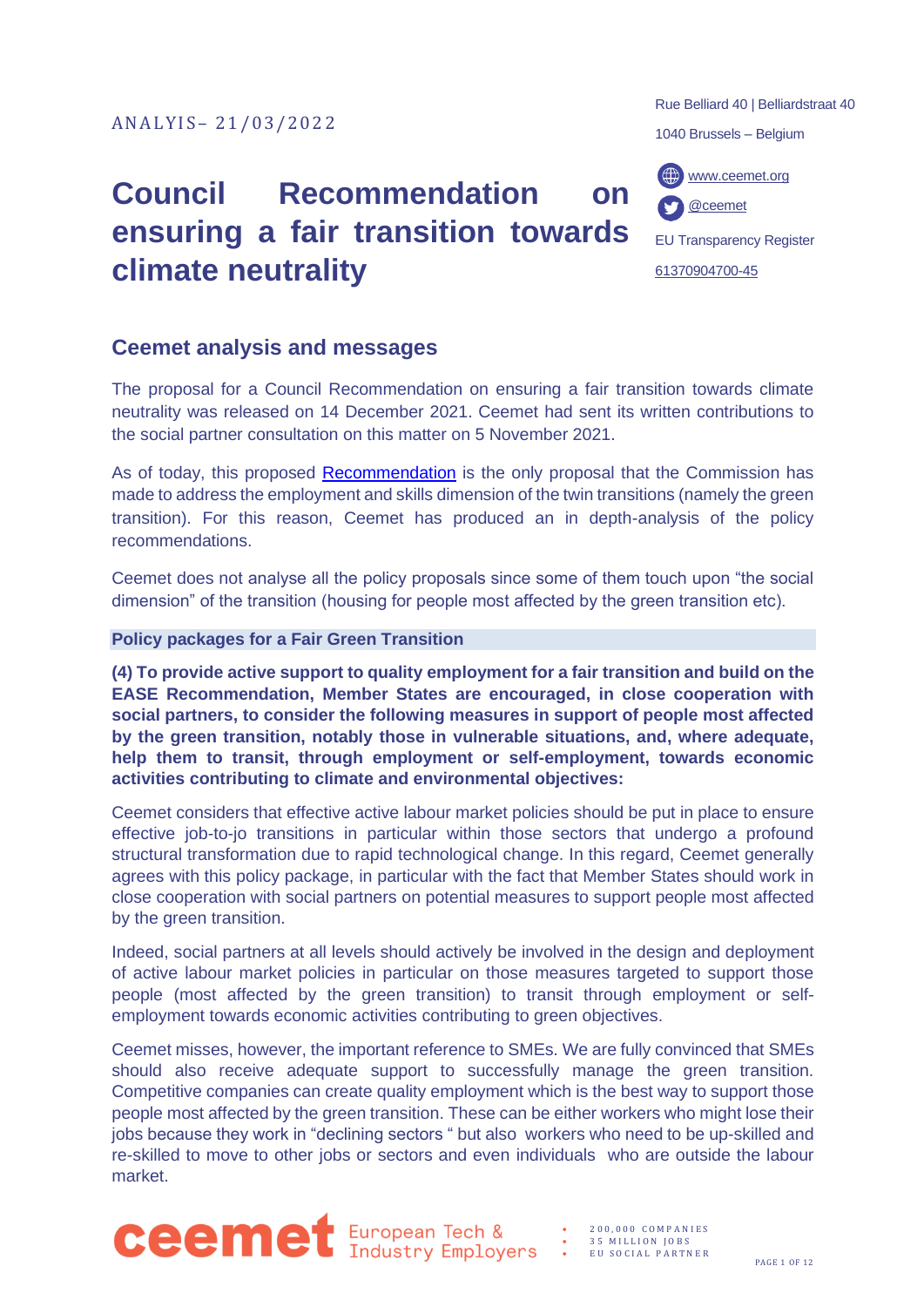ANALYIS– 21/03/2022

Rue Belliard 40 | Belliardstraat 40

1040 Brussels – Belgium

www.ceemet.org

@ceemet

EU Transparency Register

61370904700-45

# Council Recommendation on ensuring a fair transition towards climate neutrality

## Ceemet analysis and messages

The proposal for a Council Recommendation on ensuring a fair transition towards climate neutrality was released on 14 December 2021. Ceemet had sent its written contributions to the social partner consultation on this matter on 5 November 2021.

As of today, this proposed Recommendation is the only proposal that the Commission has made to address the employment and skills dimension of the twin transitions (namely the green transition). For this reason, Ceemet has produced an in depth-analysis of the policy recommendations.

Ceemet does not analyse all the policy proposals since some of them touch upon "the social dimension" of the transition (housing for people most affected by the green transition etc).

### Policy packages for a Fair Green Transition

**(4) To provide active support to quality employment for a fair transition and build on the EASE Recommendation, Member States are encouraged, in close cooperation with social partners, to consider the following measures in support of people most affected by the green transition, notably those in vulnerable situations, and, where adequate, help them to transit, through employment or self-employment, towards economic activities contributing to climate and environmental objectives:**

Ceemet considers that effective active labour market policies should be put in place to ensure effective job-to-jo transitions in particular within those sectors that undergo a profound structural transformation due to rapid technological change. In this regard, Ceemet generally agrees with this policy package, in particular with the fact that Member States should work in close cooperation with social partners on potential measures to support people most affected by the green transition.

Indeed, social partners at all levels should actively be involved in the design and deployment of active labour market policies in particular on those measures targeted to support those people (most affected by the green transition) to transit through employment or self-employment towards economic activities contributing to green objectives.

Ceemet misses, however, the important reference to SMEs. We are fully convinced that SMEs should also receive adequate support to successfully manage the green transition. Competitive companies can create quality employment which is the best way to support those people most affected by the green transition. These can be either workers who might lose their jobs because they work in "declining sectors " but also workers who need to be up-skilled and re-skilled to move to other jobs or sectors and even individuals who are outside the labour market.

ceemet European Tech & Industry Employers

- 200,000 COMPANIES
- 35 MILLION JOBS
- EU SOCIAL PARTNER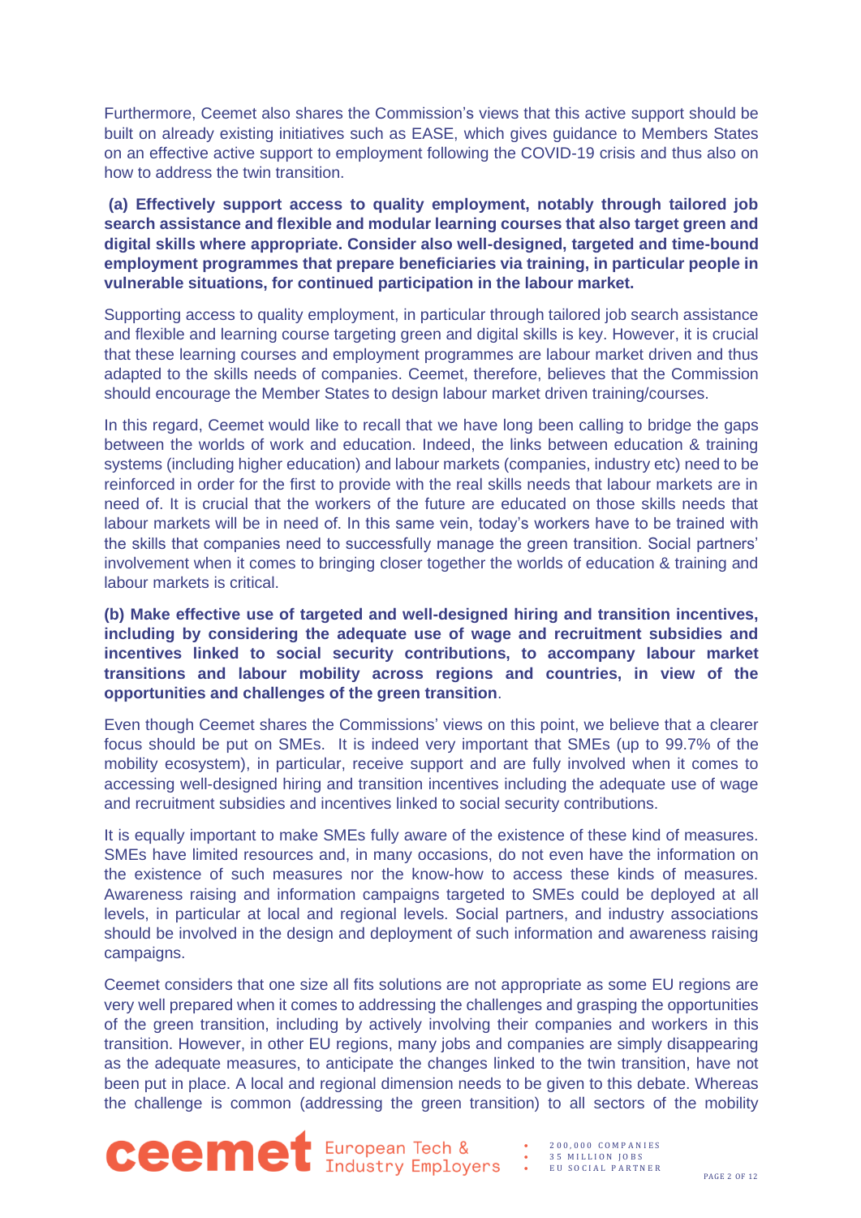Furthermore, Ceemet also shares the Commission's views that this active support should be built on already existing initiatives such as EASE, which gives guidance to Members States on an effective active support to employment following the COVID-19 crisis and thus also on how to address the twin transition.

**(a) Effectively support access to quality employment, notably through tailored job search assistance and flexible and modular learning courses that also target green and digital skills where appropriate. Consider also well-designed, targeted and time-bound employment programmes that prepare beneficiaries via training, in particular people in vulnerable situations, for continued participation in the labour market.**

Supporting access to quality employment, in particular through tailored job search assistance and flexible and learning course targeting green and digital skills is key. However, it is crucial that these learning courses and employment programmes are labour market driven and thus adapted to the skills needs of companies. Ceemet, therefore, believes that the Commission should encourage the Member States to design labour market driven training/courses.

In this regard, Ceemet would like to recall that we have long been calling to bridge the gaps between the worlds of work and education. Indeed, the links between education & training systems (including higher education) and labour markets (companies, industry etc) need to be reinforced in order for the first to provide with the real skills needs that labour markets are in need of. It is crucial that the workers of the future are educated on those skills needs that labour markets will be in need of. In this same vein, today's workers have to be trained with the skills that companies need to successfully manage the green transition. Social partners' involvement when it comes to bringing closer together the worlds of education & training and labour markets is critical.

**(b) Make effective use of targeted and well-designed hiring and transition incentives, including by considering the adequate use of wage and recruitment subsidies and incentives linked to social security contributions, to accompany labour market transitions and labour mobility across regions and countries, in view of the opportunities and challenges of the green transition**.

Even though Ceemet shares the Commissions' views on this point, we believe that a clearer focus should be put on SMEs. It is indeed very important that SMEs (up to 99.7% of the mobility ecosystem), in particular, receive support and are fully involved when it comes to accessing well-designed hiring and transition incentives including the adequate use of wage and recruitment subsidies and incentives linked to social security contributions.

It is equally important to make SMEs fully aware of the existence of these kind of measures. SMEs have limited resources and, in many occasions, do not even have the information on the existence of such measures nor the know-how to access these kinds of measures. Awareness raising and information campaigns targeted to SMEs could be deployed at all levels, in particular at local and regional levels. Social partners, and industry associations should be involved in the design and deployment of such information and awareness raising campaigns.

Ceemet considers that one size all fits solutions are not appropriate as some EU regions are very well prepared when it comes to addressing the challenges and grasping the opportunities of the green transition, including by actively involving their companies and workers in this transition. However, in other EU regions, many jobs and companies are simply disappearing as the adequate measures, to anticipate the changes linked to the twin transition, have not been put in place. A local and regional dimension needs to be given to this debate. Whereas the challenge is common (addressing the green transition) to all sectors of the mobility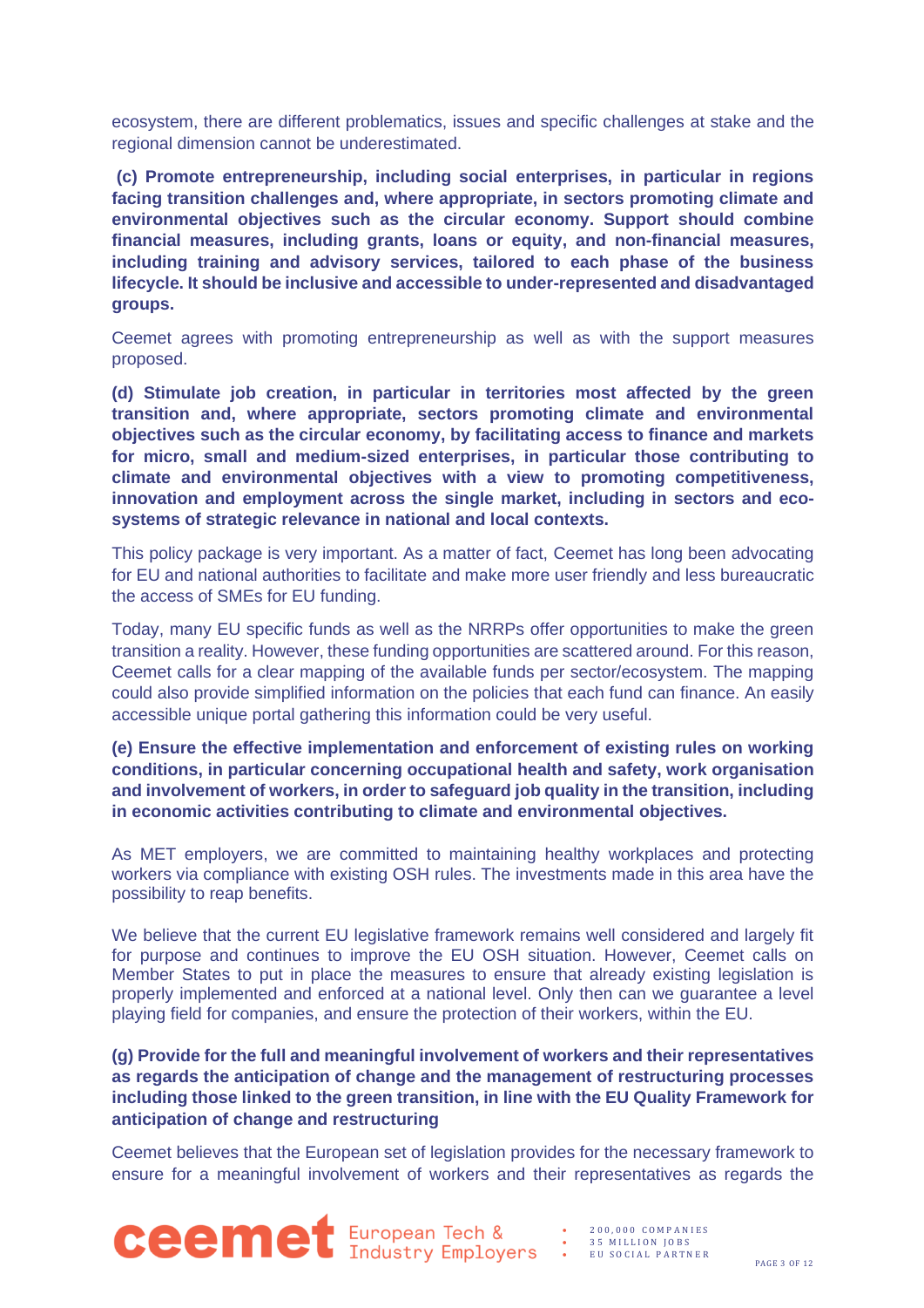ecosystem, there are different problematics, issues and specific challenges at stake and the regional dimension cannot be underestimated.

**(c) Promote entrepreneurship, including social enterprises, in particular in regions facing transition challenges and, where appropriate, in sectors promoting climate and environmental objectives such as the circular economy. Support should combine financial measures, including grants, loans or equity, and non-financial measures, including training and advisory services, tailored to each phase of the business lifecycle. It should be inclusive and accessible to under-represented and disadvantaged groups.**

Ceemet agrees with promoting entrepreneurship as well as with the support measures proposed.

**(d) Stimulate job creation, in particular in territories most affected by the green transition and, where appropriate, sectors promoting climate and environmental objectives such as the circular economy, by facilitating access to finance and markets for micro, small and medium-sized enterprises, in particular those contributing to climate and environmental objectives with a view to promoting competitiveness, innovation and employment across the single market, including in sectors and eco-systems of strategic relevance in national and local contexts.**

This policy package is very important. As a matter of fact, Ceemet has long been advocating for EU and national authorities to facilitate and make more user friendly and less bureaucratic the access of SMEs for EU funding.

Today, many EU specific funds as well as the NRRPs offer opportunities to make the green transition a reality. However, these funding opportunities are scattered around. For this reason, Ceemet calls for a clear mapping of the available funds per sector/ecosystem. The mapping could also provide simplified information on the policies that each fund can finance. An easily accessible unique portal gathering this information could be very useful.

**(e) Ensure the effective implementation and enforcement of existing rules on working conditions, in particular concerning occupational health and safety, work organisation and involvement of workers, in order to safeguard job quality in the transition, including in economic activities contributing to climate and environmental objectives.**

As MET employers, we are committed to maintaining healthy workplaces and protecting workers via compliance with existing OSH rules. The investments made in this area have the possibility to reap benefits.

We believe that the current EU legislative framework remains well considered and largely fit for purpose and continues to improve the EU OSH situation. However, Ceemet calls on Member States to put in place the measures to ensure that already existing legislation is properly implemented and enforced at a national level. Only then can we guarantee a level playing field for companies, and ensure the protection of their workers, within the EU.

**(g) Provide for the full and meaningful involvement of workers and their representatives as regards the anticipation of change and the management of restructuring processes including those linked to the green transition, in line with the EU Quality Framework for anticipation of change and restructuring**

Ceemet believes that the European set of legislation provides for the necessary framework to ensure for a meaningful involvement of workers and their representatives as regards the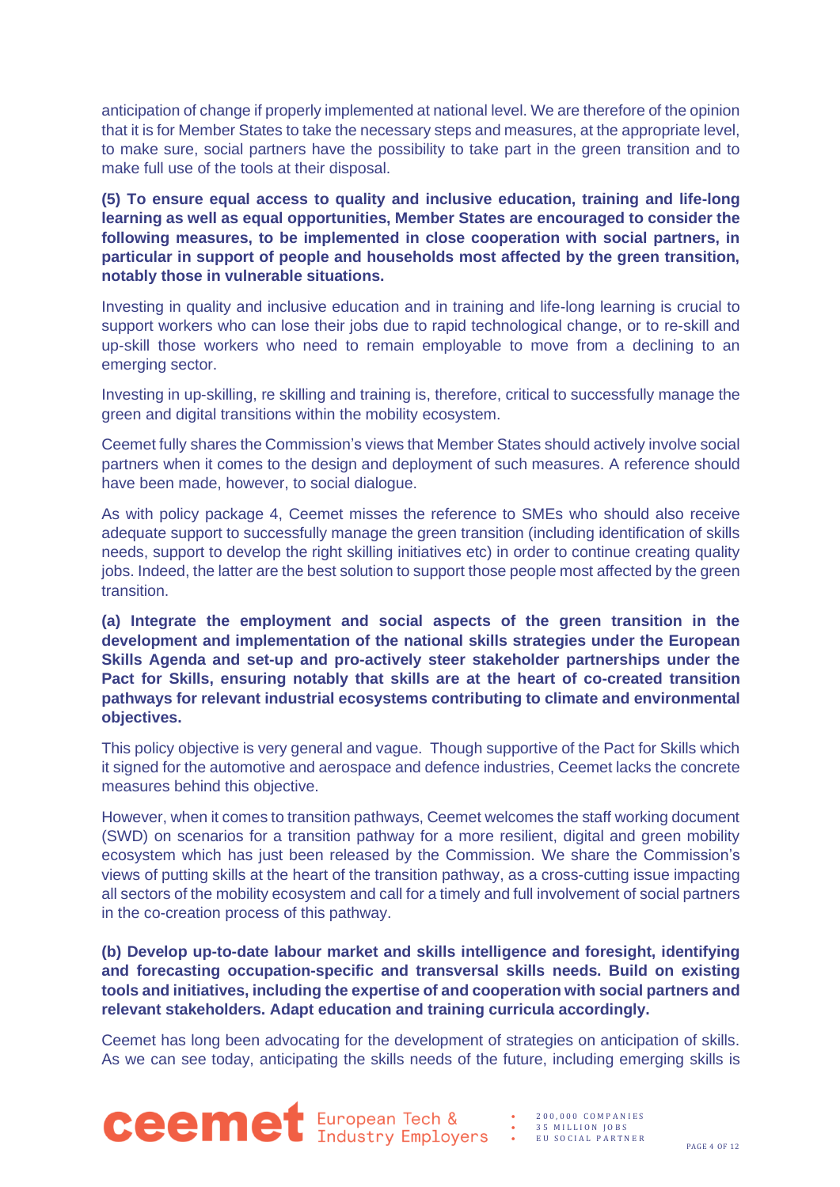anticipation of change if properly implemented at national level. We are therefore of the opinion that it is for Member States to take the necessary steps and measures, at the appropriate level, to make sure, social partners have the possibility to take part in the green transition and to make full use of the tools at their disposal.

**(5) To ensure equal access to quality and inclusive education, training and life-long learning as well as equal opportunities, Member States are encouraged to consider the following measures, to be implemented in close cooperation with social partners, in particular in support of people and households most affected by the green transition, notably those in vulnerable situations.**

Investing in quality and inclusive education and in training and life-long learning is crucial to support workers who can lose their jobs due to rapid technological change, or to re-skill and up-skill those workers who need to remain employable to move from a declining to an emerging sector.

Investing in up-skilling, re skilling and training is, therefore, critical to successfully manage the green and digital transitions within the mobility ecosystem.

Ceemet fully shares the Commission's views that Member States should actively involve social partners when it comes to the design and deployment of such measures. A reference should have been made, however, to social dialogue.

As with policy package 4, Ceemet misses the reference to SMEs who should also receive adequate support to successfully manage the green transition (including identification of skills needs, support to develop the right skilling initiatives etc) in order to continue creating quality jobs. Indeed, the latter are the best solution to support those people most affected by the green transition.

**(a) Integrate the employment and social aspects of the green transition in the development and implementation of the national skills strategies under the European Skills Agenda and set-up and pro-actively steer stakeholder partnerships under the Pact for Skills, ensuring notably that skills are at the heart of co-created transition pathways for relevant industrial ecosystems contributing to climate and environmental objectives.**

This policy objective is very general and vague. Though supportive of the Pact for Skills which it signed for the automotive and aerospace and defence industries, Ceemet lacks the concrete measures behind this objective.

However, when it comes to transition pathways, Ceemet welcomes the staff working document (SWD) on scenarios for a transition pathway for a more resilient, digital and green mobility ecosystem which has just been released by the Commission. We share the Commission's views of putting skills at the heart of the transition pathway, as a cross-cutting issue impacting all sectors of the mobility ecosystem and call for a timely and full involvement of social partners in the co-creation process of this pathway.

**(b) Develop up-to-date labour market and skills intelligence and foresight, identifying and forecasting occupation-specific and transversal skills needs. Build on existing tools and initiatives, including the expertise of and cooperation with social partners and relevant stakeholders. Adapt education and training curricula accordingly.**

Ceemet has long been advocating for the development of strategies on anticipation of skills. As we can see today, anticipating the skills needs of the future, including emerging skills is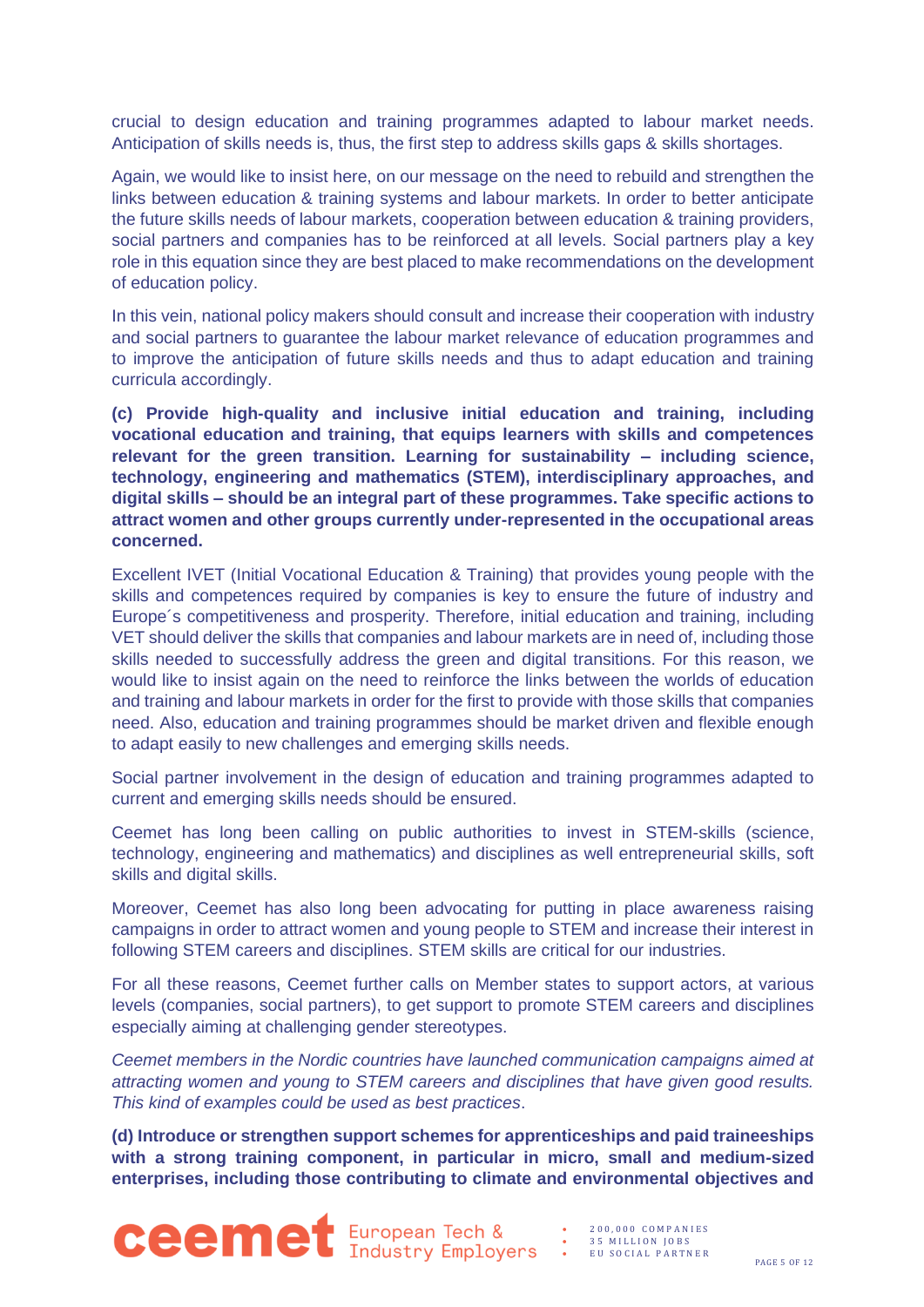crucial to design education and training programmes adapted to labour market needs. Anticipation of skills needs is, thus, the first step to address skills gaps & skills shortages.

Again, we would like to insist here, on our message on the need to rebuild and strengthen the links between education & training systems and labour markets. In order to better anticipate the future skills needs of labour markets, cooperation between education & training providers, social partners and companies has to be reinforced at all levels. Social partners play a key role in this equation since they are best placed to make recommendations on the development of education policy.

In this vein, national policy makers should consult and increase their cooperation with industry and social partners to guarantee the labour market relevance of education programmes and to improve the anticipation of future skills needs and thus to adapt education and training curricula accordingly.

**(c) Provide high-quality and inclusive initial education and training, including vocational education and training, that equips learners with skills and competences relevant for the green transition. Learning for sustainability – including science, technology, engineering and mathematics (STEM), interdisciplinary approaches, and digital skills – should be an integral part of these programmes. Take specific actions to attract women and other groups currently under-represented in the occupational areas concerned.**

Excellent IVET (Initial Vocational Education & Training) that provides young people with the skills and competences required by companies is key to ensure the future of industry and Europe´s competitiveness and prosperity. Therefore, initial education and training, including VET should deliver the skills that companies and labour markets are in need of, including those skills needed to successfully address the green and digital transitions. For this reason, we would like to insist again on the need to reinforce the links between the worlds of education and training and labour markets in order for the first to provide with those skills that companies need. Also, education and training programmes should be market driven and flexible enough to adapt easily to new challenges and emerging skills needs.

Social partner involvement in the design of education and training programmes adapted to current and emerging skills needs should be ensured.

Ceemet has long been calling on public authorities to invest in STEM-skills (science, technology, engineering and mathematics) and disciplines as well entrepreneurial skills, soft skills and digital skills.

Moreover, Ceemet has also long been advocating for putting in place awareness raising campaigns in order to attract women and young people to STEM and increase their interest in following STEM careers and disciplines. STEM skills are critical for our industries.

For all these reasons, Ceemet further calls on Member states to support actors, at various levels (companies, social partners), to get support to promote STEM careers and disciplines especially aiming at challenging gender stereotypes.

*Ceemet members in the Nordic countries have launched communication campaigns aimed at attracting women and young to STEM careers and disciplines that have given good results. This kind of examples could be used as best practices*.

**(d) Introduce or strengthen support schemes for apprenticeships and paid traineeships with a strong training component, in particular in micro, small and medium-sized enterprises, including those contributing to climate and environmental objectives and**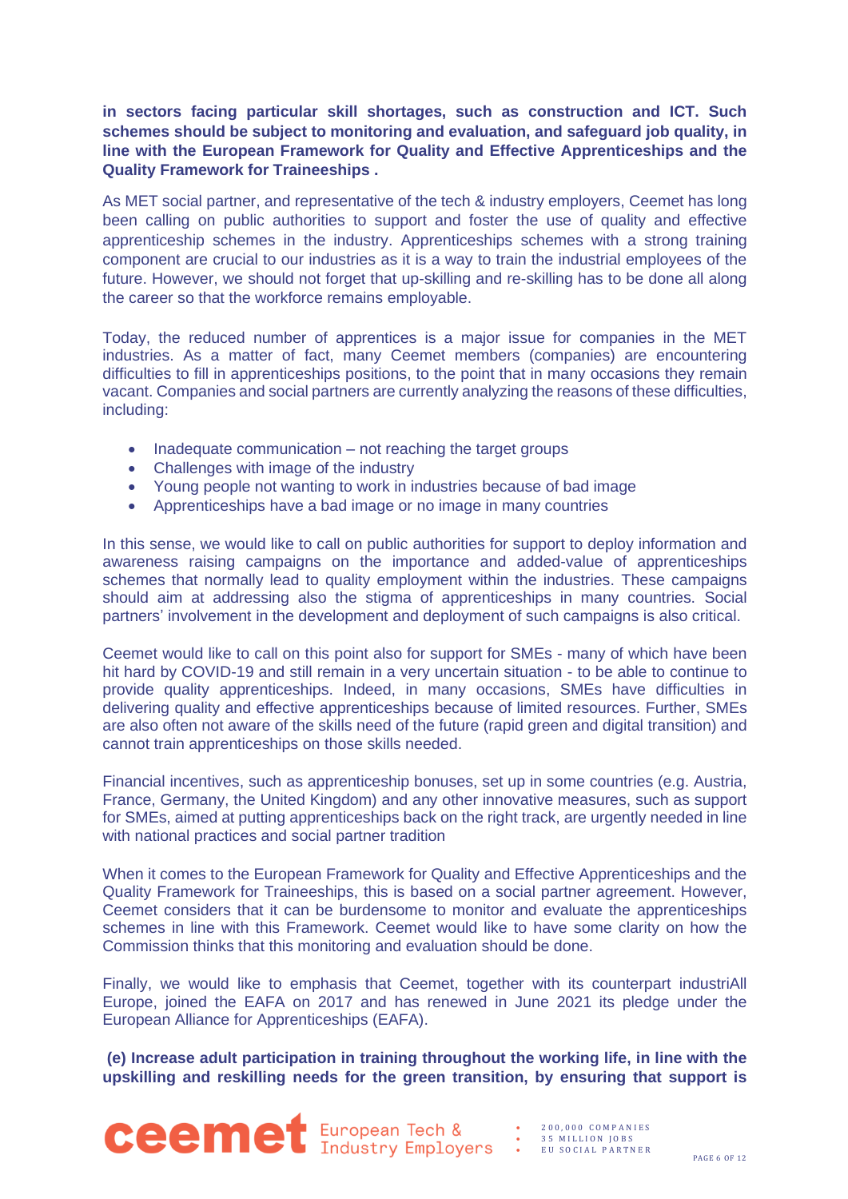**in sectors facing particular skill shortages, such as construction and ICT. Such schemes should be subject to monitoring and evaluation, and safeguard job quality, in line with the European Framework for Quality and Effective Apprenticeships and the Quality Framework for Traineeships .**

As MET social partner, and representative of the tech & industry employers, Ceemet has long been calling on public authorities to support and foster the use of quality and effective apprenticeship schemes in the industry. Apprenticeships schemes with a strong training component are crucial to our industries as it is a way to train the industrial employees of the future. However, we should not forget that up-skilling and re-skilling has to be done all along the career so that the workforce remains employable.

Today, the reduced number of apprentices is a major issue for companies in the MET industries. As a matter of fact, many Ceemet members (companies) are encountering difficulties to fill in apprenticeships positions, to the point that in many occasions they remain vacant. Companies and social partners are currently analyzing the reasons of these difficulties, including:

- Inadequate communication – not reaching the target groups
- Challenges with image of the industry
- Young people not wanting to work in industries because of bad image
- Apprenticeships have a bad image or no image in many countries

In this sense, we would like to call on public authorities for support to deploy information and awareness raising campaigns on the importance and added-value of apprenticeships schemes that normally lead to quality employment within the industries. These campaigns should aim at addressing also the stigma of apprenticeships in many countries. Social partners' involvement in the development and deployment of such campaigns is also critical.

Ceemet would like to call on this point also for support for SMEs - many of which have been hit hard by COVID-19 and still remain in a very uncertain situation - to be able to continue to provide quality apprenticeships. Indeed, in many occasions, SMEs have difficulties in delivering quality and effective apprenticeships because of limited resources. Further, SMEs are also often not aware of the skills need of the future (rapid green and digital transition) and cannot train apprenticeships on those skills needed.

Financial incentives, such as apprenticeship bonuses, set up in some countries (e.g. Austria, France, Germany, the United Kingdom) and any other innovative measures, such as support for SMEs, aimed at putting apprenticeships back on the right track, are urgently needed in line with national practices and social partner tradition

When it comes to the European Framework for Quality and Effective Apprenticeships and the Quality Framework for Traineeships, this is based on a social partner agreement. However, Ceemet considers that it can be burdensome to monitor and evaluate the apprenticeships schemes in line with this Framework. Ceemet would like to have some clarity on how the Commission thinks that this monitoring and evaluation should be done.

Finally, we would like to emphasis that Ceemet, together with its counterpart industriAll Europe, joined the EAFA on 2017 and has renewed in June 2021 its pledge under the European Alliance for Apprenticeships (EAFA).

**(e) Increase adult participation in training throughout the working life, in line with the upskilling and reskilling needs for the green transition, by ensuring that support is**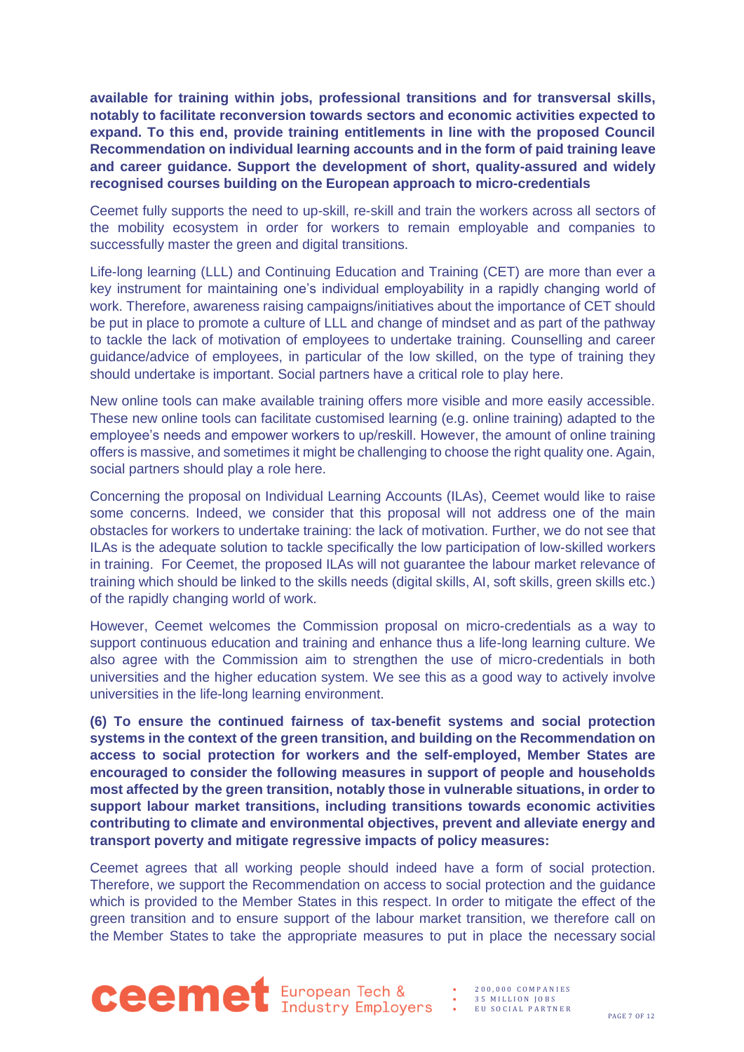**available for training within jobs, professional transitions and for transversal skills, notably to facilitate reconversion towards sectors and economic activities expected to expand. To this end, provide training entitlements in line with the proposed Council Recommendation on individual learning accounts and in the form of paid training leave and career guidance. Support the development of short, quality-assured and widely recognised courses building on the European approach to micro-credentials**

Ceemet fully supports the need to up-skill, re-skill and train the workers across all sectors of the mobility ecosystem in order for workers to remain employable and companies to successfully master the green and digital transitions.

Life-long learning (LLL) and Continuing Education and Training (CET) are more than ever a key instrument for maintaining one's individual employability in a rapidly changing world of work. Therefore, awareness raising campaigns/initiatives about the importance of CET should be put in place to promote a culture of LLL and change of mindset and as part of the pathway to tackle the lack of motivation of employees to undertake training. Counselling and career guidance/advice of employees, in particular of the low skilled, on the type of training they should undertake is important. Social partners have a critical role to play here.

New online tools can make available training offers more visible and more easily accessible. These new online tools can facilitate customised learning (e.g. online training) adapted to the employee's needs and empower workers to up/reskill. However, the amount of online training offers is massive, and sometimes it might be challenging to choose the right quality one. Again, social partners should play a role here.

Concerning the proposal on Individual Learning Accounts (ILAs), Ceemet would like to raise some concerns. Indeed, we consider that this proposal will not address one of the main obstacles for workers to undertake training: the lack of motivation. Further, we do not see that ILAs is the adequate solution to tackle specifically the low participation of low-skilled workers in training. For Ceemet, the proposed ILAs will not guarantee the labour market relevance of training which should be linked to the skills needs (digital skills, AI, soft skills, green skills etc.) of the rapidly changing world of work.

However, Ceemet welcomes the Commission proposal on micro-credentials as a way to support continuous education and training and enhance thus a life-long learning culture. We also agree with the Commission aim to strengthen the use of micro-credentials in both universities and the higher education system. We see this as a good way to actively involve universities in the life-long learning environment.

**(6) To ensure the continued fairness of tax-benefit systems and social protection systems in the context of the green transition, and building on the Recommendation on access to social protection for workers and the self-employed, Member States are encouraged to consider the following measures in support of people and households most affected by the green transition, notably those in vulnerable situations, in order to support labour market transitions, including transitions towards economic activities contributing to climate and environmental objectives, prevent and alleviate energy and transport poverty and mitigate regressive impacts of policy measures:**

Ceemet agrees that all working people should indeed have a form of social protection. Therefore, we support the Recommendation on access to social protection and the guidance which is provided to the Member States in this respect. In order to mitigate the effect of the green transition and to ensure support of the labour market transition, we therefore call on the Member States to take the appropriate measures to put in place the necessary social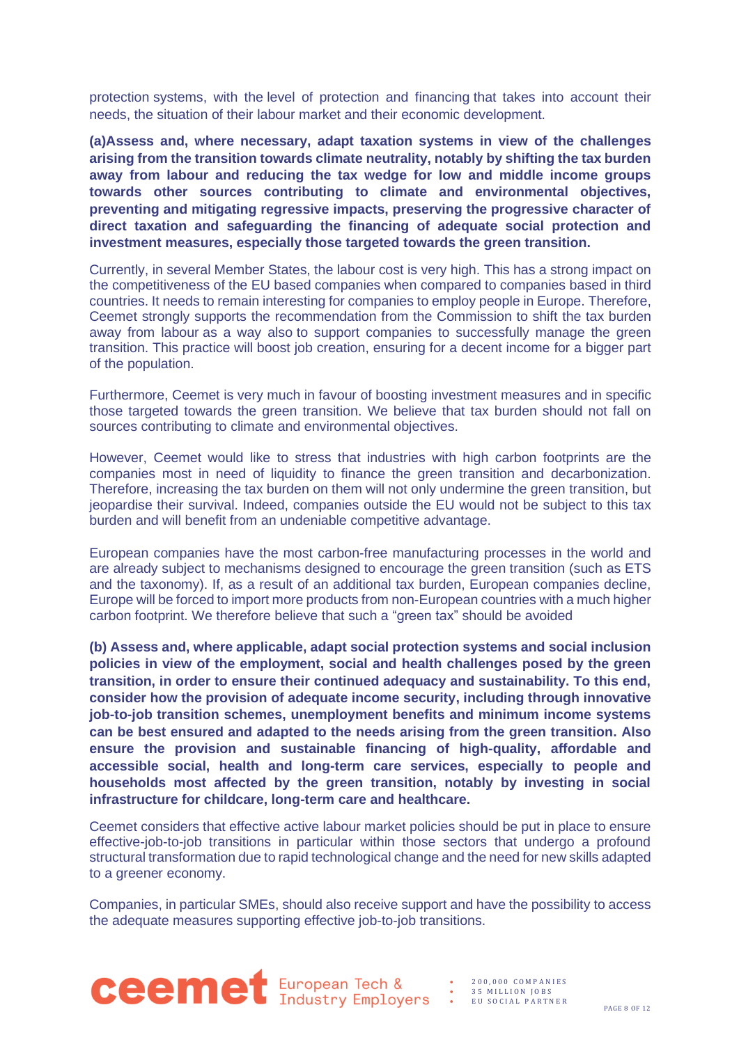protection systems, with the level of protection and financing that takes into account their needs, the situation of their labour market and their economic development.

**(a)Assess and, where necessary, adapt taxation systems in view of the challenges arising from the transition towards climate neutrality, notably by shifting the tax burden away from labour and reducing the tax wedge for low and middle income groups towards other sources contributing to climate and environmental objectives, preventing and mitigating regressive impacts, preserving the progressive character of direct taxation and safeguarding the financing of adequate social protection and investment measures, especially those targeted towards the green transition.**

Currently, in several Member States, the labour cost is very high. This has a strong impact on the competitiveness of the EU based companies when compared to companies based in third countries. It needs to remain interesting for companies to employ people in Europe. Therefore, Ceemet strongly supports the recommendation from the Commission to shift the tax burden away from labour as a way also to support companies to successfully manage the green transition. This practice will boost job creation, ensuring for a decent income for a bigger part of the population.

Furthermore, Ceemet is very much in favour of boosting investment measures and in specific those targeted towards the green transition. We believe that tax burden should not fall on sources contributing to climate and environmental objectives.

However, Ceemet would like to stress that industries with high carbon footprints are the companies most in need of liquidity to finance the green transition and decarbonization. Therefore, increasing the tax burden on them will not only undermine the green transition, but jeopardise their survival. Indeed, companies outside the EU would not be subject to this tax burden and will benefit from an undeniable competitive advantage.

European companies have the most carbon-free manufacturing processes in the world and are already subject to mechanisms designed to encourage the green transition (such as ETS and the taxonomy). If, as a result of an additional tax burden, European companies decline, Europe will be forced to import more products from non-European countries with a much higher carbon footprint. We therefore believe that such a “green tax” should be avoided

**(b) Assess and, where applicable, adapt social protection systems and social inclusion policies in view of the employment, social and health challenges posed by the green transition, in order to ensure their continued adequacy and sustainability. To this end, consider how the provision of adequate income security, including through innovative job-to-job transition schemes, unemployment benefits and minimum income systems can be best ensured and adapted to the needs arising from the green transition. Also ensure the provision and sustainable financing of high-quality, affordable and accessible social, health and long-term care services, especially to people and households most affected by the green transition, notably by investing in social infrastructure for childcare, long-term care and healthcare.**

Ceemet considers that effective active labour market policies should be put in place to ensure effective-job-to-job transitions in particular within those sectors that undergo a profound structural transformation due to rapid technological change and the need for new skills adapted to a greener economy.

Companies, in particular SMEs, should also receive support and have the possibility to access the adequate measures supporting effective job-to-job transitions.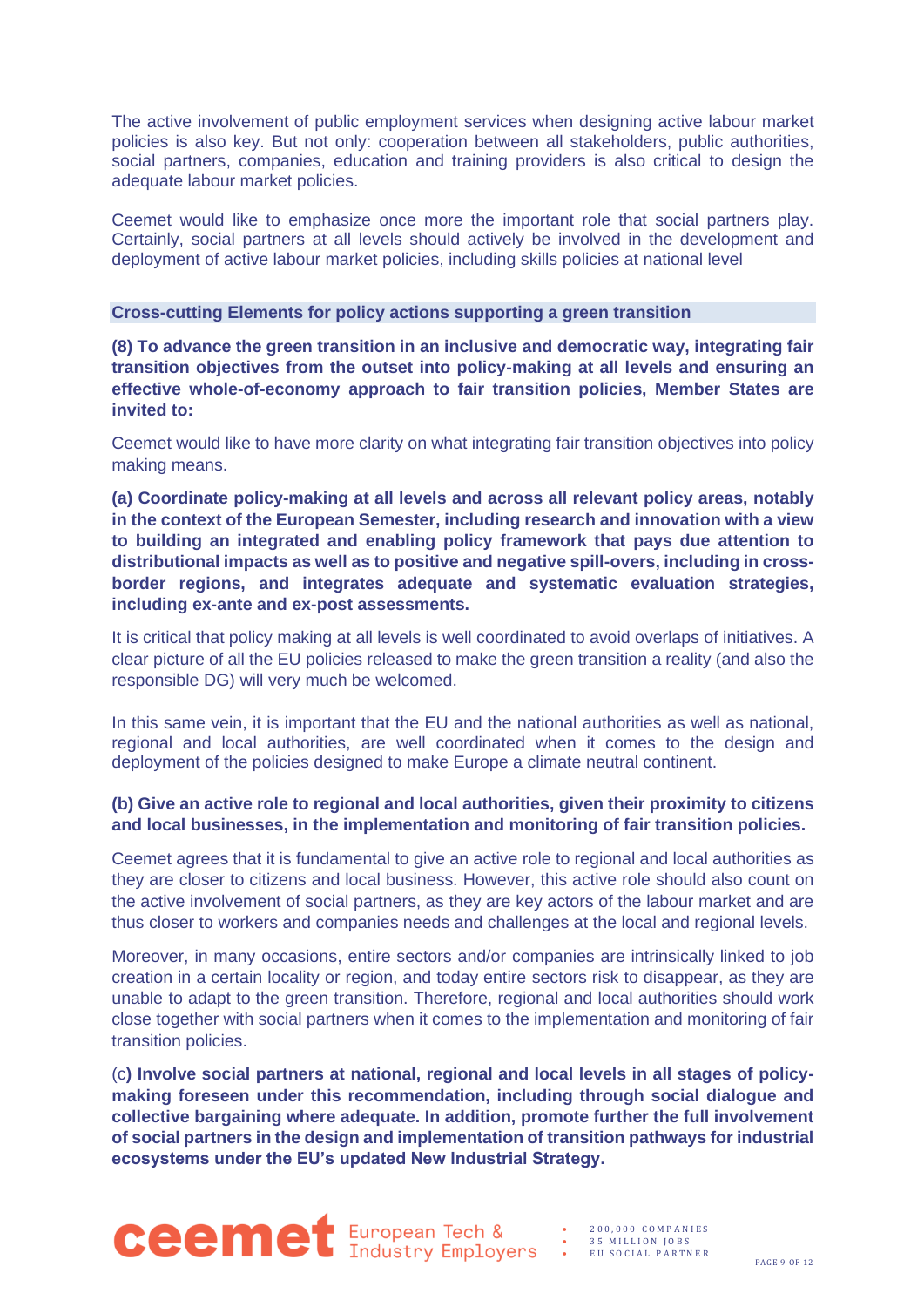The active involvement of public employment services when designing active labour market policies is also key. But not only: cooperation between all stakeholders, public authorities, social partners, companies, education and training providers is also critical to design the adequate labour market policies.

Ceemet would like to emphasize once more the important role that social partners play. Certainly, social partners at all levels should actively be involved in the development and deployment of active labour market policies, including skills policies at national level

## Cross-cutting Elements for policy actions supporting a green transition

**(8) To advance the green transition in an inclusive and democratic way, integrating fair transition objectives from the outset into policy-making at all levels and ensuring an effective whole-of-economy approach to fair transition policies, Member States are invited to:**

Ceemet would like to have more clarity on what integrating fair transition objectives into policy making means.

**(a) Coordinate policy-making at all levels and across all relevant policy areas, notably in the context of the European Semester, including research and innovation with a view to building an integrated and enabling policy framework that pays due attention to distributional impacts as well as to positive and negative spill-overs, including in cross-border regions, and integrates adequate and systematic evaluation strategies, including ex-ante and ex-post assessments.**

It is critical that policy making at all levels is well coordinated to avoid overlaps of initiatives. A clear picture of all the EU policies released to make the green transition a reality (and also the responsible DG) will very much be welcomed.

In this same vein, it is important that the EU and the national authorities as well as national, regional and local authorities, are well coordinated when it comes to the design and deployment of the policies designed to make Europe a climate neutral continent.

**(b) Give an active role to regional and local authorities, given their proximity to citizens and local businesses, in the implementation and monitoring of fair transition policies.**

Ceemet agrees that it is fundamental to give an active role to regional and local authorities as they are closer to citizens and local business. However, this active role should also count on the active involvement of social partners, as they are key actors of the labour market and are thus closer to workers and companies needs and challenges at the local and regional levels.

Moreover, in many occasions, entire sectors and/or companies are intrinsically linked to job creation in a certain locality or region, and today entire sectors risk to disappear, as they are unable to adapt to the green transition. Therefore, regional and local authorities should work close together with social partners when it comes to the implementation and monitoring of fair transition policies.

(c**) Involve social partners at national, regional and local levels in all stages of policy-making foreseen under this recommendation, including through social dialogue and collective bargaining where adequate. In addition, promote further the full involvement of social partners in the design and implementation of transition pathways for industrial ecosystems under the EU's updated New Industrial Strategy.**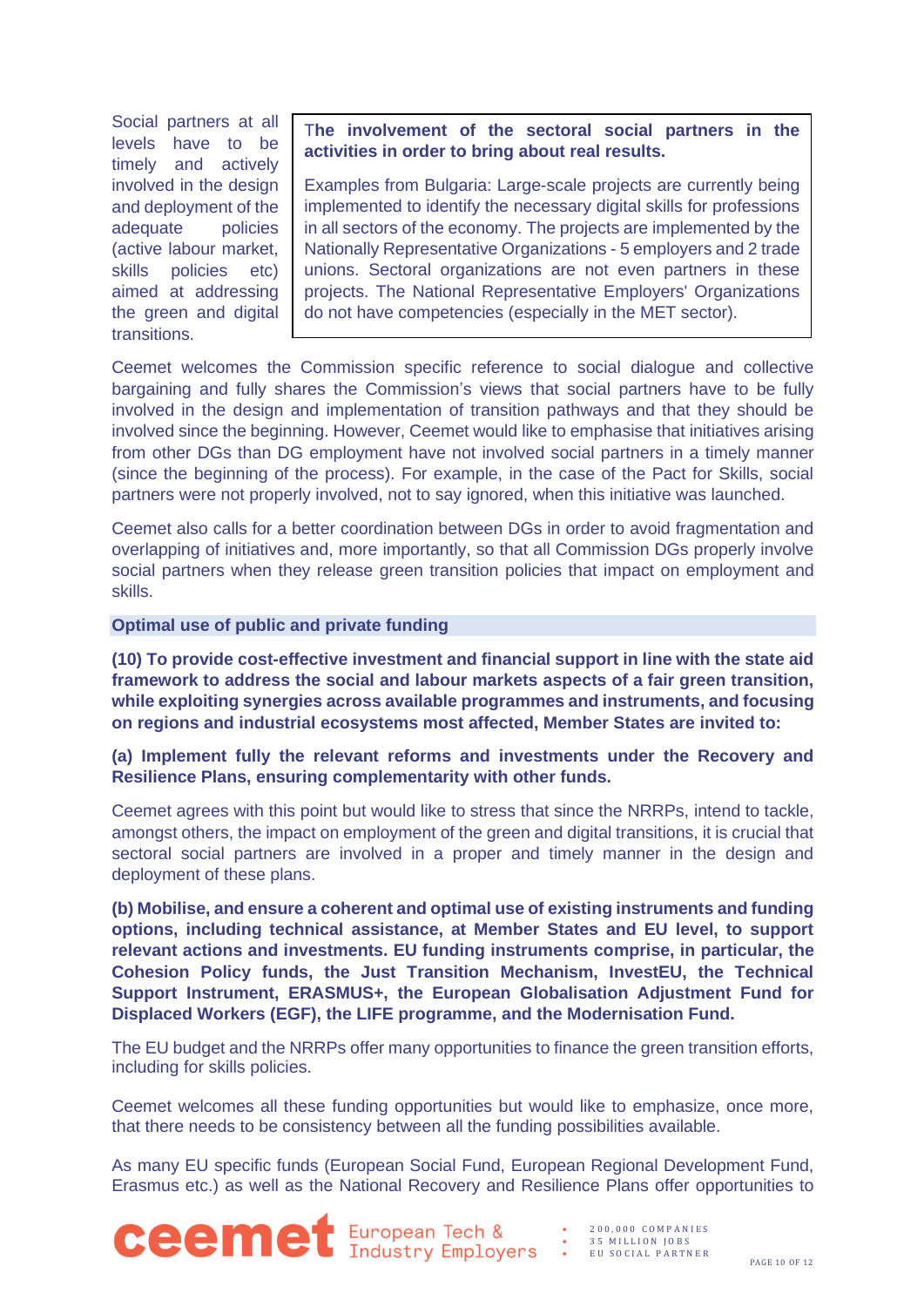| Social partners at all levels have to be timely and actively involved in the design and deployment of the adequate policies (active labour market, skills policies etc) aimed at addressing the green and digital transitions. | **The involvement of the sectoral social partners in the activities in order to bring about real results.**<br><br>Examples from Bulgaria: Large-scale projects are currently being implemented to identify the necessary digital skills for professions in all sectors of the economy. The projects are implemented by the Nationally Representative Organizations - 5 employers and 2 trade unions. Sectoral organizations are not even partners in these projects. The National Representative Employers' Organizations do not have competencies (especially in the MET sector). |
|---|---|

Ceemet welcomes the Commission specific reference to social dialogue and collective bargaining and fully shares the Commission's views that social partners have to be fully involved in the design and implementation of transition pathways and that they should be involved since the beginning. However, Ceemet would like to emphasise that initiatives arising from other DGs than DG employment have not involved social partners in a timely manner (since the beginning of the process). For example, in the case of the Pact for Skills, social partners were not properly involved, not to say ignored, when this initiative was launched.

Ceemet also calls for a better coordination between DGs in order to avoid fragmentation and overlapping of initiatives and, more importantly, so that all Commission DGs properly involve social partners when they release green transition policies that impact on employment and skills.

## Optimal use of public and private funding

**(10) To provide cost-effective investment and financial support in line with the state aid framework to address the social and labour markets aspects of a fair green transition, while exploiting synergies across available programmes and instruments, and focusing on regions and industrial ecosystems most affected, Member States are invited to:**

**(a) Implement fully the relevant reforms and investments under the Recovery and Resilience Plans, ensuring complementarity with other funds.**

Ceemet agrees with this point but would like to stress that since the NRRPs, intend to tackle, amongst others, the impact on employment of the green and digital transitions, it is crucial that sectoral social partners are involved in a proper and timely manner in the design and deployment of these plans.

**(b) Mobilise, and ensure a coherent and optimal use of existing instruments and funding options, including technical assistance, at Member States and EU level, to support relevant actions and investments. EU funding instruments comprise, in particular, the Cohesion Policy funds, the Just Transition Mechanism, InvestEU, the Technical Support Instrument, ERASMUS+, the European Globalisation Adjustment Fund for Displaced Workers (EGF), the LIFE programme, and the Modernisation Fund.**

The EU budget and the NRRPs offer many opportunities to finance the green transition efforts, including for skills policies.

Ceemet welcomes all these funding opportunities but would like to emphasize, once more, that there needs to be consistency between all the funding possibilities available.

As many EU specific funds (European Social Fund, European Regional Development Fund, Erasmus etc.) as well as the National Recovery and Resilience Plans offer opportunities to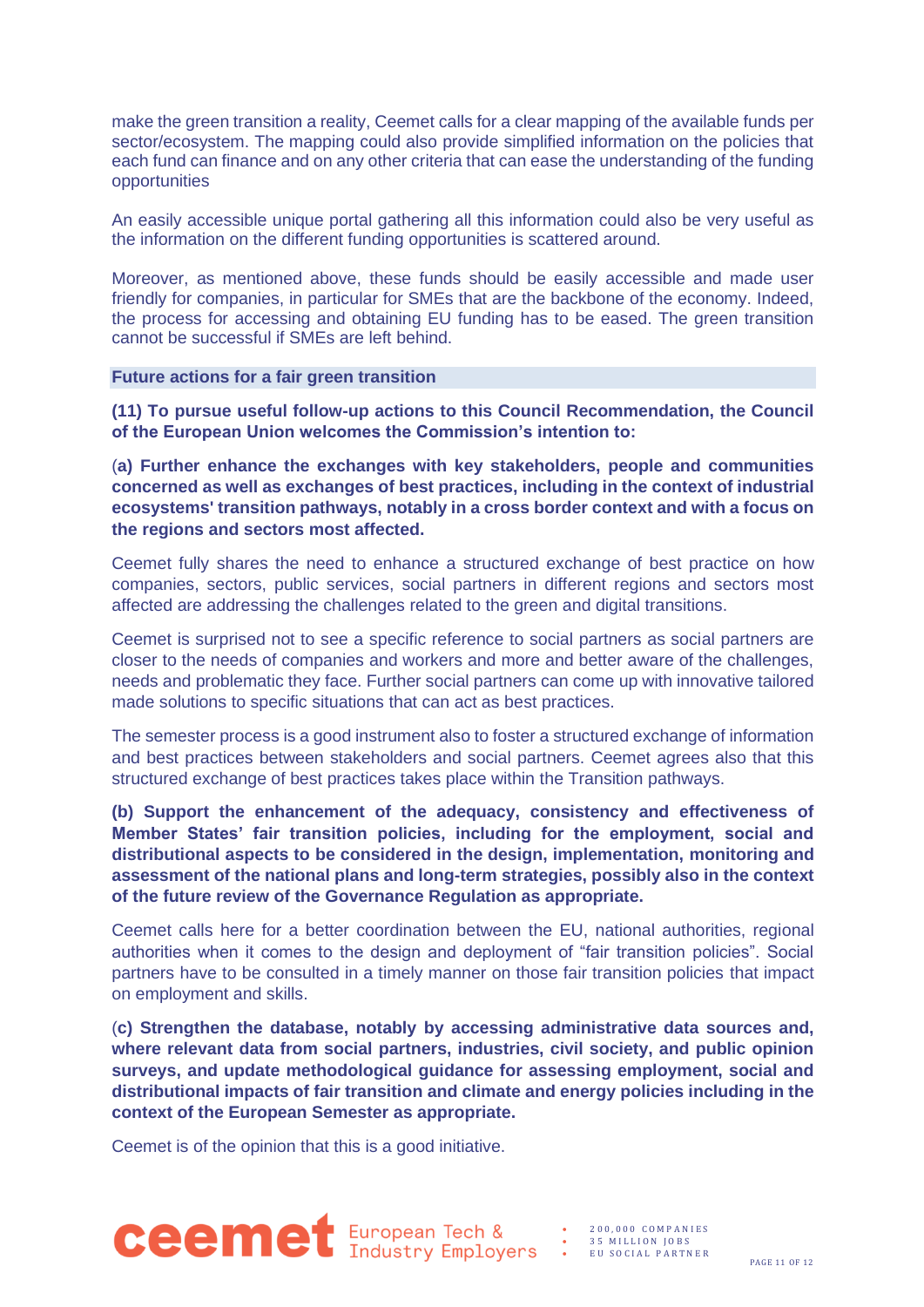make the green transition a reality, Ceemet calls for a clear mapping of the available funds per sector/ecosystem. The mapping could also provide simplified information on the policies that each fund can finance and on any other criteria that can ease the understanding of the funding opportunities

An easily accessible unique portal gathering all this information could also be very useful as the information on the different funding opportunities is scattered around.

Moreover, as mentioned above, these funds should be easily accessible and made user friendly for companies, in particular for SMEs that are the backbone of the economy. Indeed, the process for accessing and obtaining EU funding has to be eased. The green transition cannot be successful if SMEs are left behind.

### Future actions for a fair green transition

**(11) To pursue useful follow-up actions to this Council Recommendation, the Council of the European Union welcomes the Commission's intention to:**

**(a) Further enhance the exchanges with key stakeholders, people and communities concerned as well as exchanges of best practices, including in the context of industrial ecosystems' transition pathways, notably in a cross border context and with a focus on the regions and sectors most affected.**

Ceemet fully shares the need to enhance a structured exchange of best practice on how companies, sectors, public services, social partners in different regions and sectors most affected are addressing the challenges related to the green and digital transitions.

Ceemet is surprised not to see a specific reference to social partners as social partners are closer to the needs of companies and workers and more and better aware of the challenges, needs and problematic they face. Further social partners can come up with innovative tailored made solutions to specific situations that can act as best practices.

The semester process is a good instrument also to foster a structured exchange of information and best practices between stakeholders and social partners. Ceemet agrees also that this structured exchange of best practices takes place within the Transition pathways.

**(b) Support the enhancement of the adequacy, consistency and effectiveness of Member States' fair transition policies, including for the employment, social and distributional aspects to be considered in the design, implementation, monitoring and assessment of the national plans and long-term strategies, possibly also in the context of the future review of the Governance Regulation as appropriate.**

Ceemet calls here for a better coordination between the EU, national authorities, regional authorities when it comes to the design and deployment of "fair transition policies". Social partners have to be consulted in a timely manner on those fair transition policies that impact on employment and skills.

**(c) Strengthen the database, notably by accessing administrative data sources and, where relevant data from social partners, industries, civil society, and public opinion surveys, and update methodological guidance for assessing employment, social and distributional impacts of fair transition and climate and energy policies including in the context of the European Semester as appropriate.**

Ceemet is of the opinion that this is a good initiative.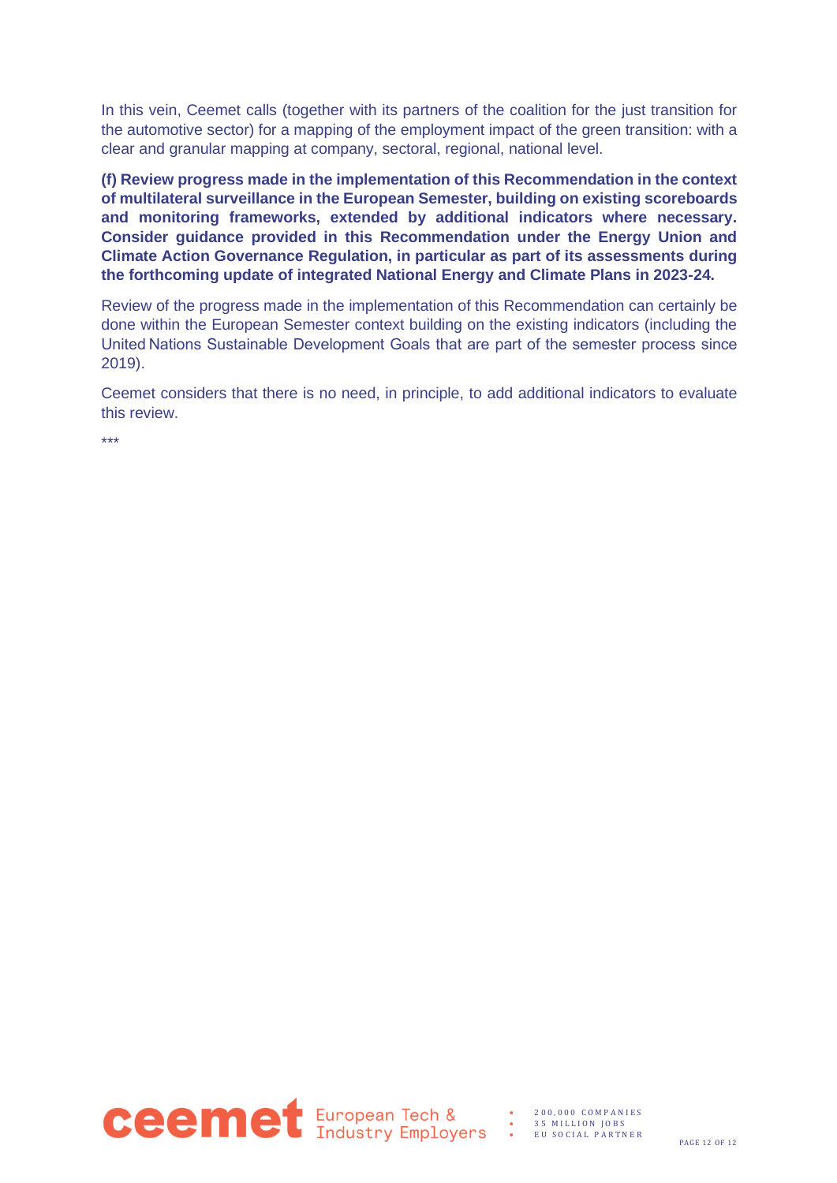In this vein, Ceemet calls (together with its partners of the coalition for the just transition for the automotive sector) for a mapping of the employment impact of the green transition: with a clear and granular mapping at company, sectoral, regional, national level.

**(f) Review progress made in the implementation of this Recommendation in the context of multilateral surveillance in the European Semester, building on existing scoreboards and monitoring frameworks, extended by additional indicators where necessary. Consider guidance provided in this Recommendation under the Energy Union and Climate Action Governance Regulation, in particular as part of its assessments during the forthcoming update of integrated National Energy and Climate Plans in 2023-24.**

Review of the progress made in the implementation of this Recommendation can certainly be done within the European Semester context building on the existing indicators (including the United Nations Sustainable Development Goals that are part of the semester process since 2019).

Ceemet considers that there is no need, in principle, to add additional indicators to evaluate this review.

***